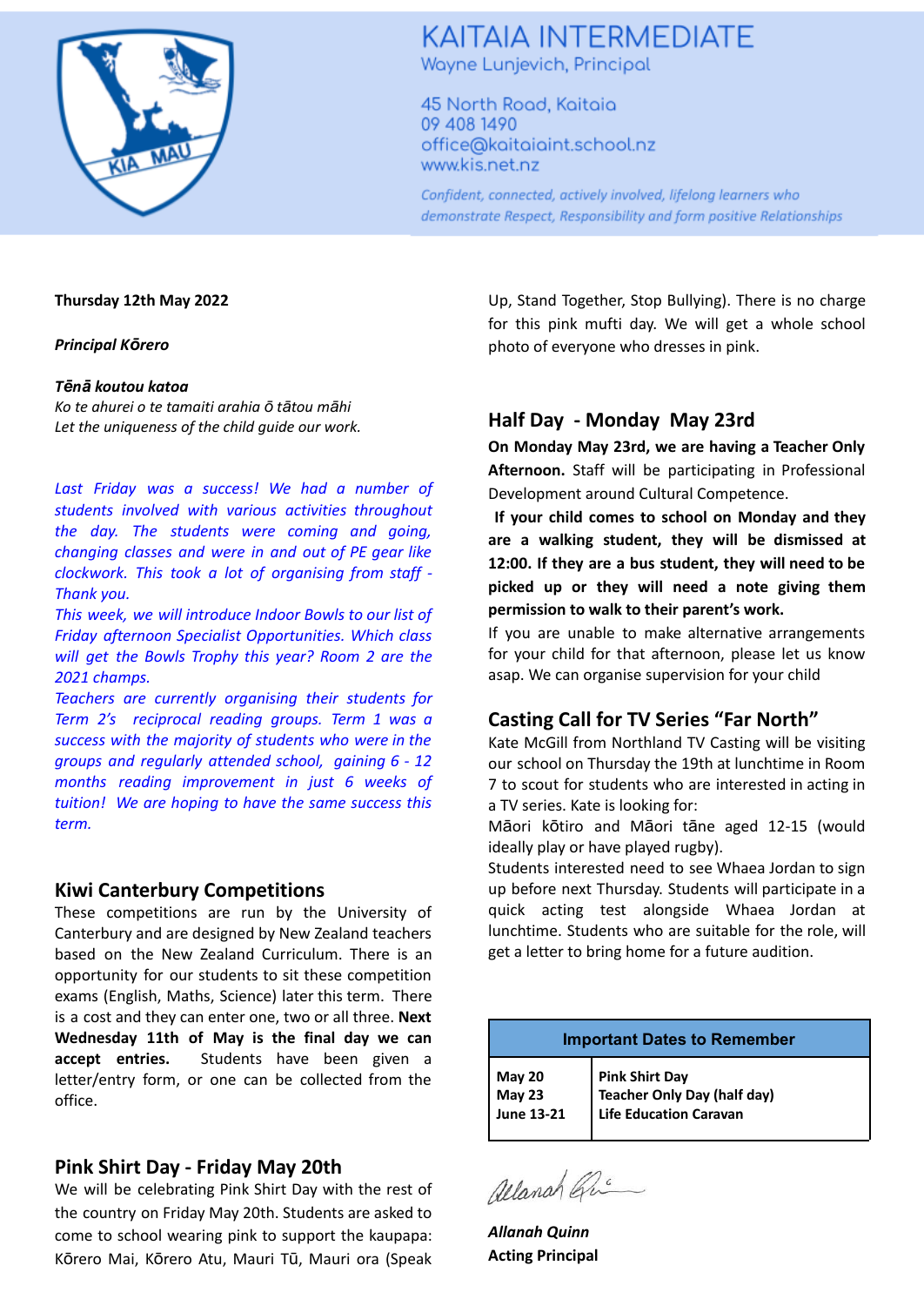# KAITAIA INTERMEDIATE

Wayne Lunjevich, Principal

45 North Road, Kaitaia
09 408 1490
office@kaitaiaint.school.nz
www.kis.net.nz

*Confident, connected, actively involved, lifelong learners who demonstrate Respect, Responsibility and form positive Relationships*

**Thursday 12th May 2022**

***Principal Kōrero***

***Tēnā koutou katoa***

*Ko te ahurei o te tamaiti arahia ō tātou māhi*
*Let the uniqueness of the child guide our work.*

*Last Friday was a success! We had a number of students involved with various activities throughout the day. The students were coming and going, changing classes and were in and out of PE gear like clockwork. This took a lot of organising from staff - Thank you.*

*This week, we will introduce Indoor Bowls to our list of Friday afternoon Specialist Opportunities. Which class will get the Bowls Trophy this year? Room 2 are the 2021 champs.*

*Teachers are currently organising their students for Term 2's reciprocal reading groups. Term 1 was a success with the majority of students who were in the groups and regularly attended school, gaining 6 - 12 months reading improvement in just 6 weeks of tuition! We are hoping to have the same success this term.*

## Kiwi Canterbury Competitions

These competitions are run by the University of Canterbury and are designed by New Zealand teachers based on the New Zealand Curriculum. There is an opportunity for our students to sit these competition exams (English, Maths, Science) later this term. There is a cost and they can enter one, two or all three. **Next Wednesday 11th of May is the final day we can accept entries.** Students have been given a letter/entry form, or one can be collected from the office.

## Pink Shirt Day - Friday May 20th

We will be celebrating Pink Shirt Day with the rest of the country on Friday May 20th. Students are asked to come to school wearing pink to support the kaupapa: Kōrero Mai, Kōrero Atu, Mauri Tū, Mauri ora (Speak Up, Stand Together, Stop Bullying). There is no charge for this pink mufti day. We will get a whole school photo of everyone who dresses in pink.

## Half Day - Monday May 23rd

**On Monday May 23rd, we are having a Teacher Only Afternoon.** Staff will be participating in Professional Development around Cultural Competence.

**If your child comes to school on Monday and they are a walking student, they will be dismissed at 12:00. If they are a bus student, they will need to be picked up or they will need a note giving them permission to walk to their parent's work.**

If you are unable to make alternative arrangements for your child for that afternoon, please let us know asap. We can organise supervision for your child

## Casting Call for TV Series "Far North"

Kate McGill from Northland TV Casting will be visiting our school on Thursday the 19th at lunchtime in Room 7 to scout for students who are interested in acting in a TV series. Kate is looking for:

Māori kōtiro and Māori tāne aged 12-15 (would ideally play or have played rugby).

Students interested need to see Whaea Jordan to sign up before next Thursday. Students will participate in a quick acting test alongside Whaea Jordan at lunchtime. Students who are suitable for the role, will get a letter to bring home for a future audition.

| Important Dates to Remember | |
|---|---|
| **May 20** | **Pink Shirt Day** |
| **May 23** | **Teacher Only Day (half day)** |
| **June 13-21** | **Life Education Caravan** |

***Allanah Quinn***
**Acting Principal**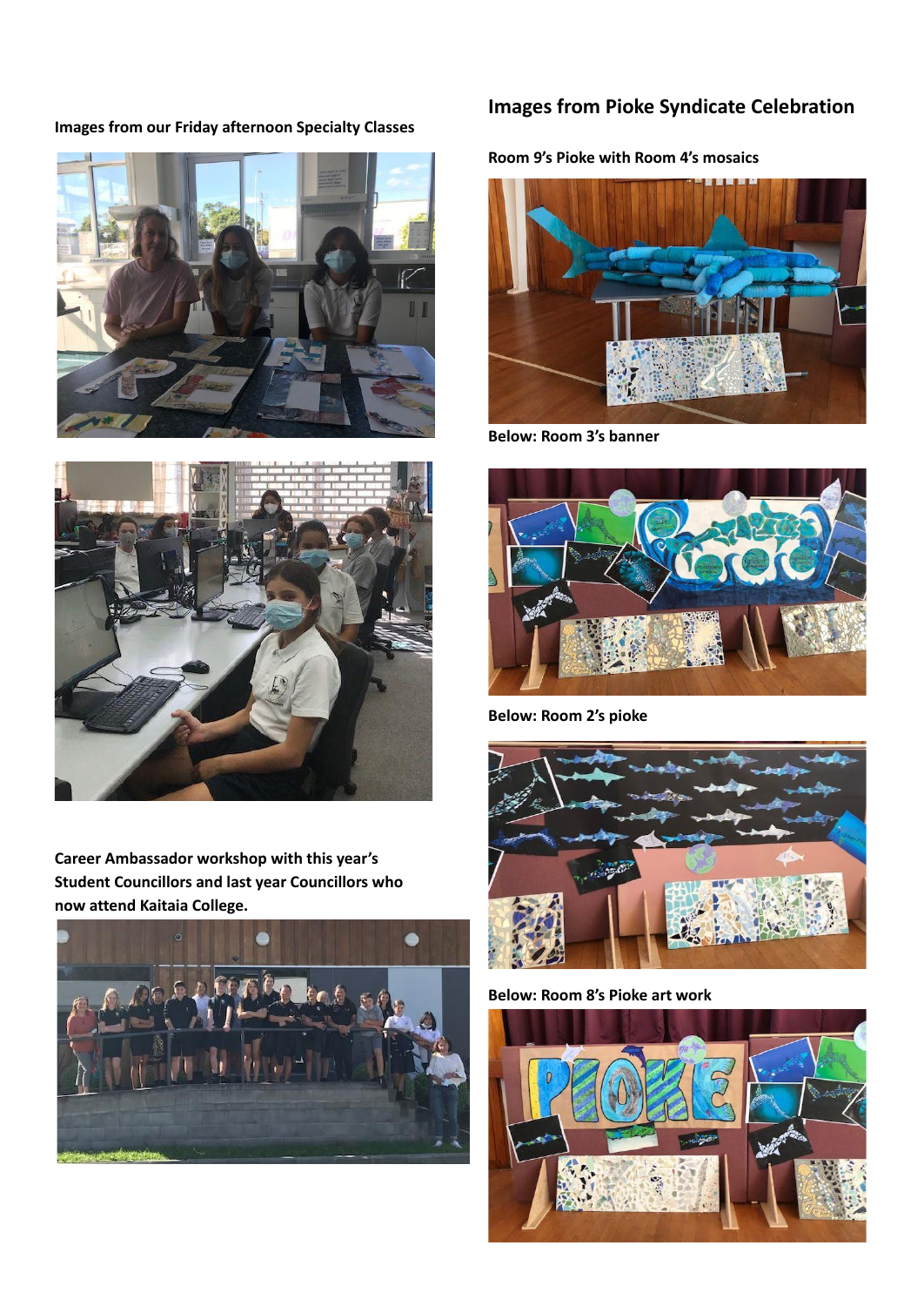**Images from our Friday afternoon Specialty Classes**

**Career Ambassador workshop with this year's Student Councillors and last year Councillors who now attend Kaitaia College.**

## Images from Pioke Syndicate Celebration

**Room 9's Pioke with Room 4's mosaics**

**Below: Room 3's banner**

**Below: Room 2's pioke**

**Below: Room 8's Pioke art work**